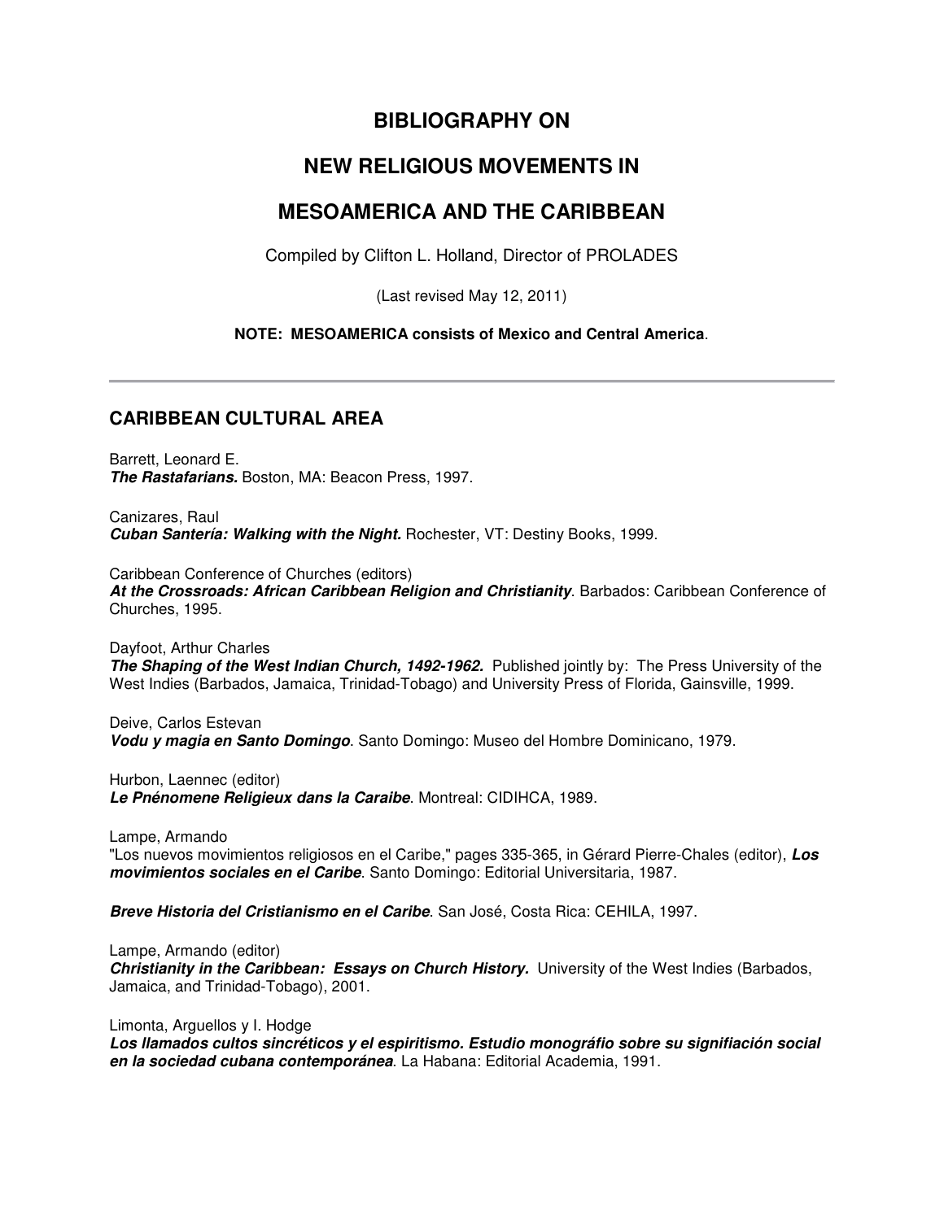# BIBLIOGRAPHY ON

# NEW RELIGIOUS MOVEMENTS IN

# MESOAMERICA AND THE CARIBBEAN

Compiled by Clifton L. Holland, Director of PROLADES

(Last revised May 12, 2011)

**NOTE: MESOAMERICA consists of Mexico and Central America**.

---

## CARIBBEAN CULTURAL AREA

Barrett, Leonard E.
***The Rastafarians.*** Boston, MA: Beacon Press, 1997.

Canizares, Raul
***Cuban Santería: Walking with the Night.*** Rochester, VT: Destiny Books, 1999.

Caribbean Conference of Churches (editors)
***At the Crossroads: African Caribbean Religion and Christianity***. Barbados: Caribbean Conference of Churches, 1995.

Dayfoot, Arthur Charles
***The Shaping of the West Indian Church, 1492-1962.*** Published jointly by: The Press University of the West Indies (Barbados, Jamaica, Trinidad-Tobago) and University Press of Florida, Gainsville, 1999.

Deive, Carlos Estevan
***Vodu y magia en Santo Domingo***. Santo Domingo: Museo del Hombre Dominicano, 1979.

Hurbon, Laennec (editor)
***Le Pnénomene Religieux dans la Caraibe***. Montreal: CIDIHCA, 1989.

Lampe, Armando
"Los nuevos movimientos religiosos en el Caribe," pages 335-365, in Gérard Pierre-Chales (editor), ***Los movimientos sociales en el Caribe***. Santo Domingo: Editorial Universitaria, 1987.

***Breve Historia del Cristianismo en el Caribe***. San José, Costa Rica: CEHILA, 1997.

Lampe, Armando (editor)
***Christianity in the Caribbean: Essays on Church History.*** University of the West Indies (Barbados, Jamaica, and Trinidad-Tobago), 2001.

Limonta, Arguellos y I. Hodge
***Los llamados cultos sincréticos y el espiritismo. Estudio monográfio sobre su signifiación social en la sociedad cubana contemporánea***. La Habana: Editorial Academia, 1991.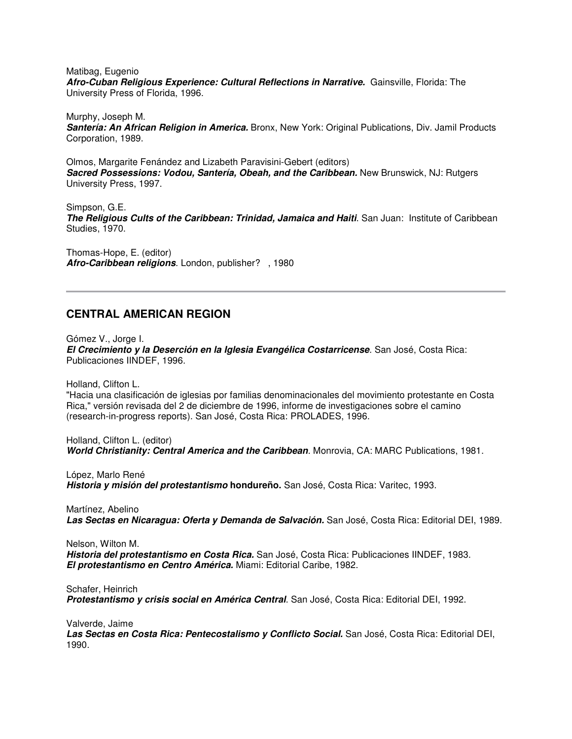Matibag, Eugenio
***Afro-Cuban Religious Experience: Cultural Reflections in Narrative.*** Gainsville, Florida: The University Press of Florida, 1996.

Murphy, Joseph M.
***Santería: An African Religion in America.*** Bronx, New York: Original Publications, Div. Jamil Products Corporation, 1989.

Olmos, Margarite Fenández and Lizabeth Paravisini-Gebert (editors)
***Sacred Possessions: Vodou, Santería, Obeah, and the Caribbean.*** New Brunswick, NJ: Rutgers University Press, 1997.

Simpson, G.E.
***The Religious Cults of the Caribbean: Trinidad, Jamaica and Haiti***. San Juan: Institute of Caribbean Studies, 1970.

Thomas-Hope, E. (editor)
***Afro-Caribbean religions***. London, publisher? , 1980

---

## CENTRAL AMERICAN REGION

Gómez V., Jorge I.
***El Crecimiento y la Deserción en la Iglesia Evangélica Costarricense***. San José, Costa Rica: Publicaciones IINDEF, 1996.

Holland, Clifton L.
"Hacia una clasificación de iglesias por familias denominacionales del movimiento protestante en Costa Rica," versión revisada del 2 de diciembre de 1996, informe de investigaciones sobre el camino (research-in-progress reports). San José, Costa Rica: PROLADES, 1996.

Holland, Clifton L. (editor)
***World Christianity: Central America and the Caribbean***. Monrovia, CA: MARC Publications, 1981.

López, Marlo René
***Historia y misión del protestantismo* hondureño.** San José, Costa Rica: Varitec, 1993.

Martínez, Abelino
***Las Sectas en Nicaragua: Oferta y Demanda de Salvación.*** San José, Costa Rica: Editorial DEI, 1989.

Nelson, Wilton M.
***Historia del protestantismo en Costa Rica.*** San José, Costa Rica: Publicaciones IINDEF, 1983.
***El protestantismo en Centro América.*** Miami: Editorial Caribe, 1982.

Schafer, Heinrich
***Protestantismo y crisis social en América Central***. San José, Costa Rica: Editorial DEI, 1992.

Valverde, Jaime
***Las Sectas en Costa Rica: Pentecostalismo y Conflicto Social.*** San José, Costa Rica: Editorial DEI, 1990.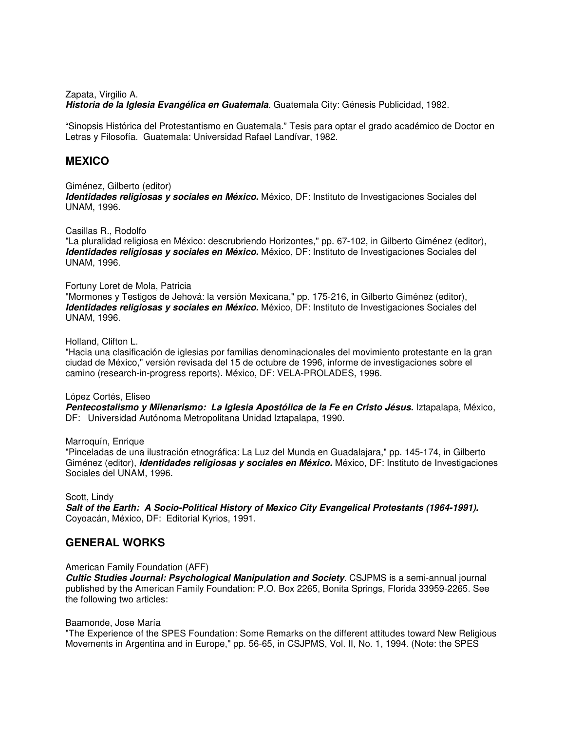Zapata, Virgilio A.
***Historia de la Iglesia Evangélica en Guatemala***. Guatemala City: Génesis Publicidad, 1982.

"Sinopsis Histórica del Protestantismo en Guatemala." Tesis para optar el grado académico de Doctor en Letras y Filosofía. Guatemala: Universidad Rafael Landívar, 1982.

## MEXICO

Giménez, Gilberto (editor)
***Identidades religiosas y sociales en México.*** México, DF: Instituto de Investigaciones Sociales del UNAM, 1996.

Casillas R., Rodolfo
"La pluralidad religiosa en México: descrubriendo Horizontes," pp. 67-102, in Gilberto Giménez (editor), ***Identidades religiosas y sociales en México.*** México, DF: Instituto de Investigaciones Sociales del UNAM, 1996.

Fortuny Loret de Mola, Patricia
"Mormones y Testigos de Jehová: la versión Mexicana," pp. 175-216, in Gilberto Giménez (editor), ***Identidades religiosas y sociales en México.*** México, DF: Instituto de Investigaciones Sociales del UNAM, 1996.

Holland, Clifton L.
"Hacia una clasificación de iglesias por familias denominacionales del movimiento protestante en la gran ciudad de México," versión revisada del 15 de octubre de 1996, informe de investigaciones sobre el camino (research-in-progress reports). México, DF: VELA-PROLADES, 1996.

López Cortés, Eliseo
***Pentecostalismo y Milenarismo: La Iglesia Apostólica de la Fe en Cristo Jésus.*** Iztapalapa, México, DF: Universidad Autónoma Metropolitana Unidad Iztapalapa, 1990.

Marroquín, Enrique
"Pinceladas de una ilustración etnográfica: La Luz del Munda en Guadalajara," pp. 145-174, in Gilberto Giménez (editor), ***Identidades religiosas y sociales en México.*** México, DF: Instituto de Investigaciones Sociales del UNAM, 1996.

Scott, Lindy
***Salt of the Earth: A Socio-Political History of Mexico City Evangelical Protestants (1964-1991).*** Coyoacán, México, DF: Editorial Kyrios, 1991.

## GENERAL WORKS

American Family Foundation (AFF)
***Cultic Studies Journal: Psychological Manipulation and Society***. CSJPMS is a semi-annual journal published by the American Family Foundation: P.O. Box 2265, Bonita Springs, Florida 33959-2265. See the following two articles:

Baamonde, Jose María
"The Experience of the SPES Foundation: Some Remarks on the different attitudes toward New Religious Movements in Argentina and in Europe," pp. 56-65, in CSJPMS, Vol. II, No. 1, 1994. (Note: the SPES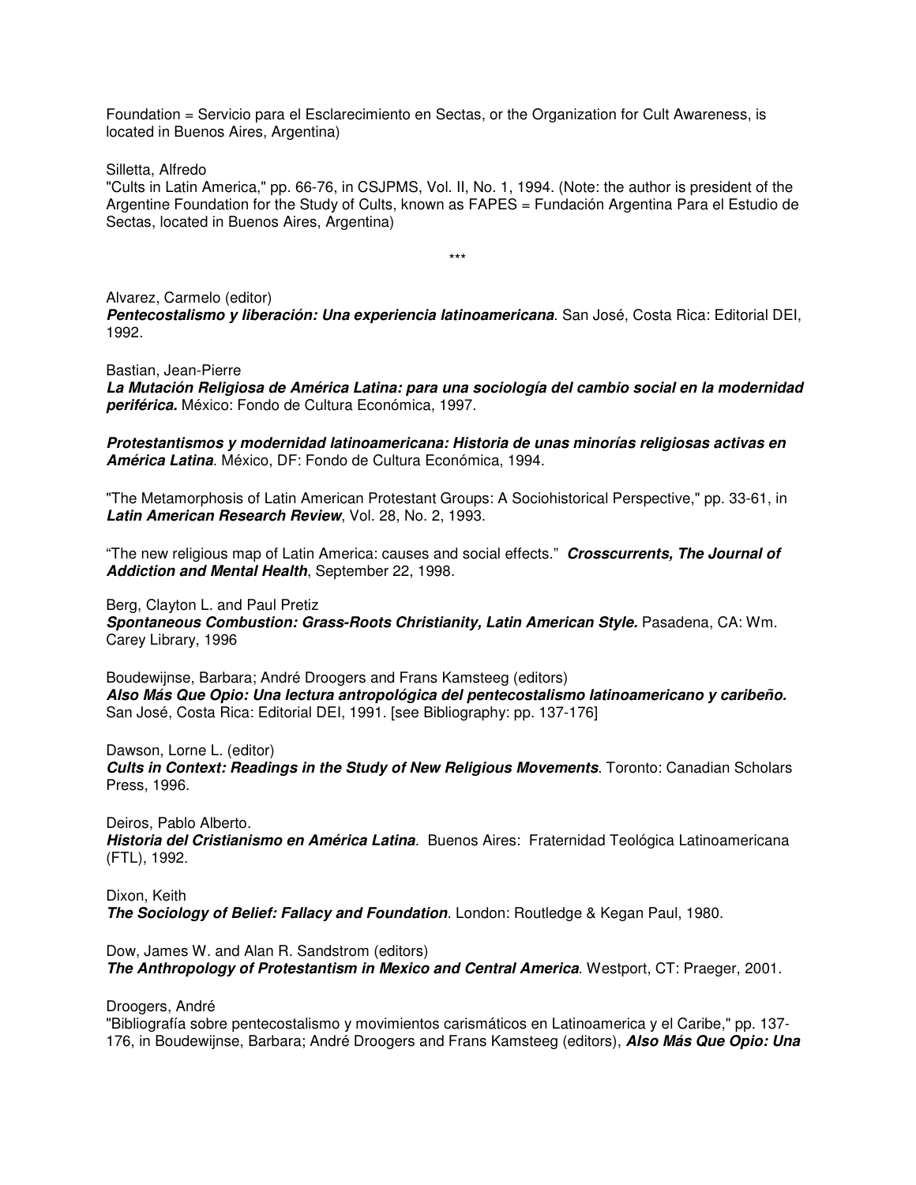Foundation = Servicio para el Esclarecimiento en Sectas, or the Organization for Cult Awareness, is located in Buenos Aires, Argentina)

Silletta, Alfredo
"Cults in Latin America," pp. 66-76, in CSJPMS, Vol. II, No. 1, 1994. (Note: the author is president of the Argentine Foundation for the Study of Cults, known as FAPES = Fundación Argentina Para el Estudio de Sectas, located in Buenos Aires, Argentina)

***

Alvarez, Carmelo (editor)
***Pentecostalismo y liberación: Una experiencia latinoamericana***. San José, Costa Rica: Editorial DEI, 1992.

Bastian, Jean-Pierre
***La Mutación Religiosa de América Latina: para una sociología del cambio social en la modernidad periférica.*** México: Fondo de Cultura Económica, 1997.

***Protestantismos y modernidad latinoamericana: Historia de unas minorías religiosas activas en América Latina***. México, DF: Fondo de Cultura Económica, 1994.

"The Metamorphosis of Latin American Protestant Groups: A Sociohistorical Perspective," pp. 33-61, in ***Latin American Research Review***, Vol. 28, No. 2, 1993.

"The new religious map of Latin America: causes and social effects." ***Crosscurrents, The Journal of Addiction and Mental Health***, September 22, 1998.

Berg, Clayton L. and Paul Pretiz
***Spontaneous Combustion: Grass-Roots Christianity, Latin American Style.*** Pasadena, CA: Wm. Carey Library, 1996

Boudewijnse, Barbara; André Droogers and Frans Kamsteeg (editors)
***Also Más Que Opio: Una lectura antropológica del pentecostalismo latinoamericano y caribeño.*** San José, Costa Rica: Editorial DEI, 1991. [see Bibliography: pp. 137-176]

Dawson, Lorne L. (editor)
***Cults in Context: Readings in the Study of New Religious Movements***. Toronto: Canadian Scholars Press, 1996.

Deiros, Pablo Alberto.
***Historia del Cristianismo en América Latina***. Buenos Aires: Fraternidad Teológica Latinoamericana (FTL), 1992.

Dixon, Keith
***The Sociology of Belief: Fallacy and Foundation***. London: Routledge & Kegan Paul, 1980.

Dow, James W. and Alan R. Sandstrom (editors)
***The Anthropology of Protestantism in Mexico and Central America***. Westport, CT: Praeger, 2001.

Droogers, André
"Bibliografía sobre pentecostalismo y movimientos carismáticos en Latinoamerica y el Caribe," pp. 137-176, in Boudewijnse, Barbara; André Droogers and Frans Kamsteeg (editors), ***Also Más Que Opio: Una***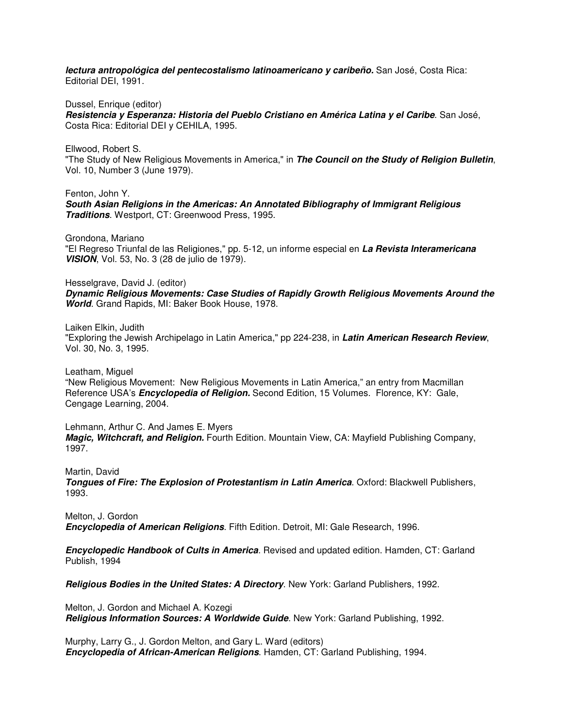***lectura antropológica del pentecostalismo latinoamericano y caribeño.*** San José, Costa Rica: Editorial DEI, 1991.

Dussel, Enrique (editor)
***Resistencia y Esperanza: Historia del Pueblo Cristiano en América Latina y el Caribe***. San José, Costa Rica: Editorial DEI y CEHILA, 1995.

Ellwood, Robert S.
"The Study of New Religious Movements in America," in ***The Council on the Study of Religion Bulletin***, Vol. 10, Number 3 (June 1979).

Fenton, John Y.
***South Asian Religions in the Americas: An Annotated Bibliography of Immigrant Religious Traditions***. Westport, CT: Greenwood Press, 1995.

Grondona, Mariano
"El Regreso Triunfal de las Religiones," pp. 5-12, un informe especial en ***La Revista Interamericana VISION***, Vol. 53, No. 3 (28 de julio de 1979).

Hesselgrave, David J. (editor)
***Dynamic Religious Movements: Case Studies of Rapidly Growth Religious Movements Around the World***. Grand Rapids, MI: Baker Book House, 1978.

Laiken Elkin, Judith
"Exploring the Jewish Archipelago in Latin America," pp 224-238, in ***Latin American Research Review***, Vol. 30, No. 3, 1995.

Leatham, Miguel
"New Religious Movement: New Religious Movements in Latin America," an entry from Macmillan Reference USA's ***Encyclopedia of Religion.*** Second Edition, 15 Volumes. Florence, KY: Gale, Cengage Learning, 2004.

Lehmann, Arthur C. And James E. Myers
***Magic, Witchcraft, and Religion.*** Fourth Edition. Mountain View, CA: Mayfield Publishing Company, 1997.

Martin, David
***Tongues of Fire: The Explosion of Protestantism in Latin America***. Oxford: Blackwell Publishers, 1993.

Melton, J. Gordon
***Encyclopedia of American Religions***. Fifth Edition. Detroit, MI: Gale Research, 1996.

***Encyclopedic Handbook of Cults in America***. Revised and updated edition. Hamden, CT: Garland Publish, 1994

***Religious Bodies in the United States: A Directory***. New York: Garland Publishers, 1992.

Melton, J. Gordon and Michael A. Kozegi
***Religious Information Sources: A Worldwide Guide***. New York: Garland Publishing, 1992.

Murphy, Larry G., J. Gordon Melton, and Gary L. Ward (editors)
***Encyclopedia of African-American Religions***. Hamden, CT: Garland Publishing, 1994.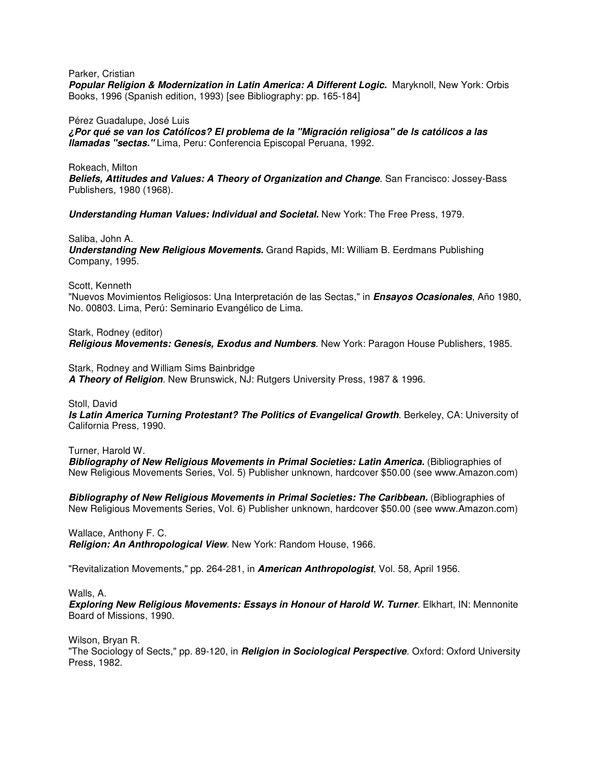Parker, Cristian
***Popular Religion & Modernization in Latin America: A Different Logic.*** Maryknoll, New York: Orbis Books, 1996 (Spanish edition, 1993) [see Bibliography: pp. 165-184]

Pérez Guadalupe, José Luis
***¿Por qué se van los Católicos? El problema de la "Migración religiosa" de ls católicos a las llamadas "sectas."*** Lima, Peru: Conferencia Episcopal Peruana, 1992.

Rokeach, Milton
***Beliefs, Attitudes and Values: A Theory of Organization and Change***. San Francisco: Jossey-Bass Publishers, 1980 (1968).

***Understanding Human Values: Individual and Societal.*** New York: The Free Press, 1979.

Saliba, John A.
***Understanding New Religious Movements.*** Grand Rapids, MI: William B. Eerdmans Publishing Company, 1995.

Scott, Kenneth
"Nuevos Movimientos Religiosos: Una Interpretación de las Sectas," in ***Ensayos Ocasionales***, Año 1980, No. 00803. Lima, Perú: Seminario Evangélico de Lima.

Stark, Rodney (editor)
***Religious Movements: Genesis, Exodus and Numbers***. New York: Paragon House Publishers, 1985.

Stark, Rodney and William Sims Bainbridge
***A Theory of Religion***. New Brunswick, NJ: Rutgers University Press, 1987 & 1996.

Stoll, David
***Is Latin America Turning Protestant? The Politics of Evangelical Growth***. Berkeley, CA: University of California Press, 1990.

Turner, Harold W.
***Bibliography of New Religious Movements in Primal Societies: Latin America.*** (Bibliographies of New Religious Movements Series, Vol. 5) Publisher unknown, hardcover $50.00 (see www.Amazon.com)

***Bibliography of New Religious Movements in Primal Societies: The Caribbean.*** (Bibliographies of New Religious Movements Series, Vol. 6) Publisher unknown, hardcover $50.00 (see www.Amazon.com)

Wallace, Anthony F. C.
***Religion: An Anthropological View***. New York: Random House, 1966.

"Revitalization Movements," pp. 264-281, in ***American Anthropologist***, Vol. 58, April 1956.

Walls, A.
***Exploring New Religious Movements: Essays in Honour of Harold W. Turner***. Elkhart, IN: Mennonite Board of Missions, 1990.

Wilson, Bryan R.
"The Sociology of Sects," pp. 89-120, in ***Religion in Sociological Perspective***. Oxford: Oxford University Press, 1982.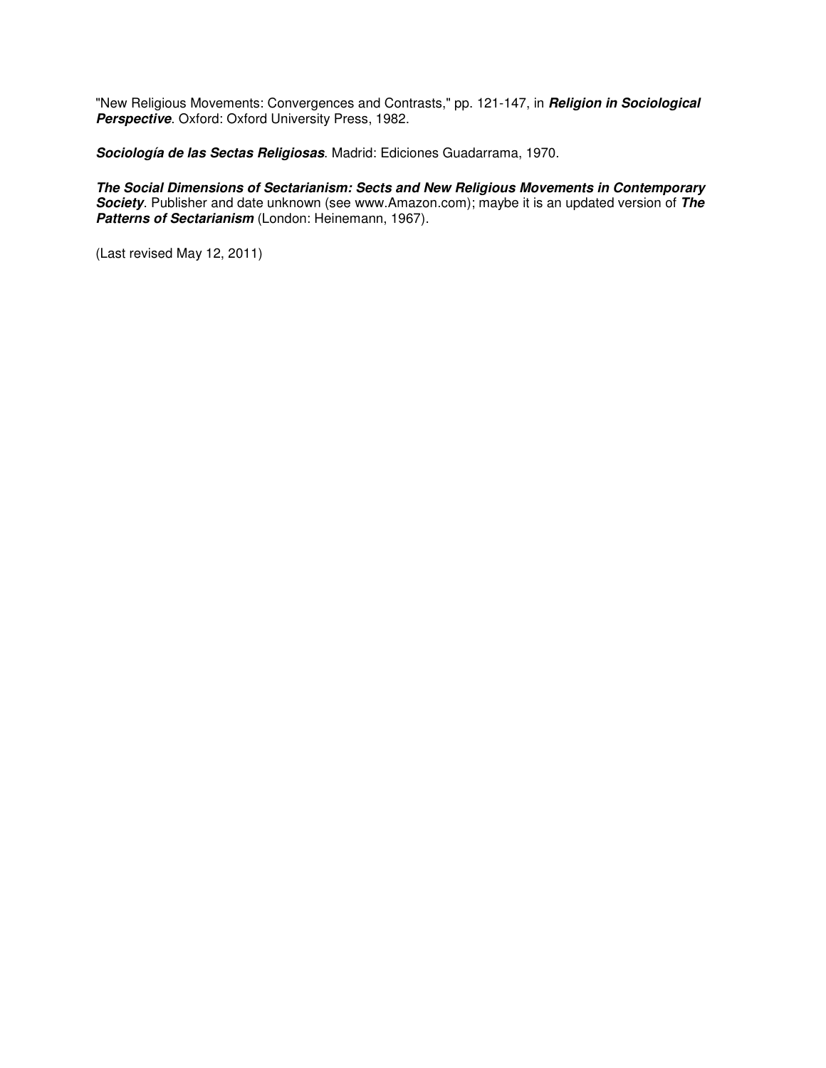"New Religious Movements: Convergences and Contrasts," pp. 121-147, in ***Religion in Sociological Perspective***. Oxford: Oxford University Press, 1982.

***Sociología de las Sectas Religiosas***. Madrid: Ediciones Guadarrama, 1970.

***The Social Dimensions of Sectarianism: Sects and New Religious Movements in Contemporary Society***. Publisher and date unknown (see www.Amazon.com); maybe it is an updated version of ***The Patterns of Sectarianism*** (London: Heinemann, 1967).

(Last revised May 12, 2011)